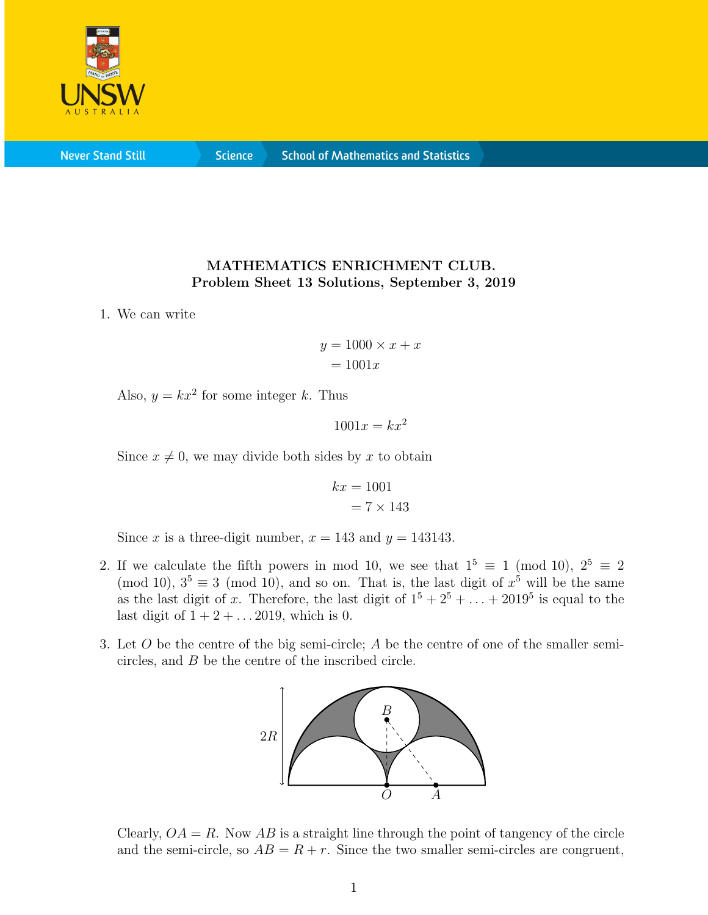**MATHEMATICS ENRICHMENT CLUB.**
**Problem Sheet 13 Solutions, September 3, 2019**

1. We can write

$$
\begin{aligned}
y &= 1000 \times x + x \\
&= 1001x
\end{aligned}
$$

Also, $y = kx^2$ for some integer $k$. Thus

$$1001x = kx^2$$

Since $x \neq 0$, we may divide both sides by $x$ to obtain

$$
\begin{aligned}
kx &= 1001 \\
&= 7 \times 143
\end{aligned}
$$

Since $x$ is a three-digit number, $x = 143$ and $y = 143143$.

2. If we calculate the fifth powers in mod 10, we see that $1^5 \equiv 1 \pmod{10}$, $2^5 \equiv 2 \pmod{10}$, $3^5 \equiv 3 \pmod{10}$, and so on. That is, the last digit of $x^5$ will be the same as the last digit of $x$. Therefore, the last digit of $1^5 + 2^5 + \ldots + 2019^5$ is equal to the last digit of $1 + 2 + \ldots 2019$, which is 0.

3. Let $O$ be the centre of the big semi-circle; $A$ be the centre of one of the smaller semi-circles, and $B$ be the centre of the inscribed circle.

Clearly, $OA = R$. Now $AB$ is a straight line through the point of tangency of the circle and the semi-circle, so $AB = R + r$. Since the two smaller semi-circles are congruent,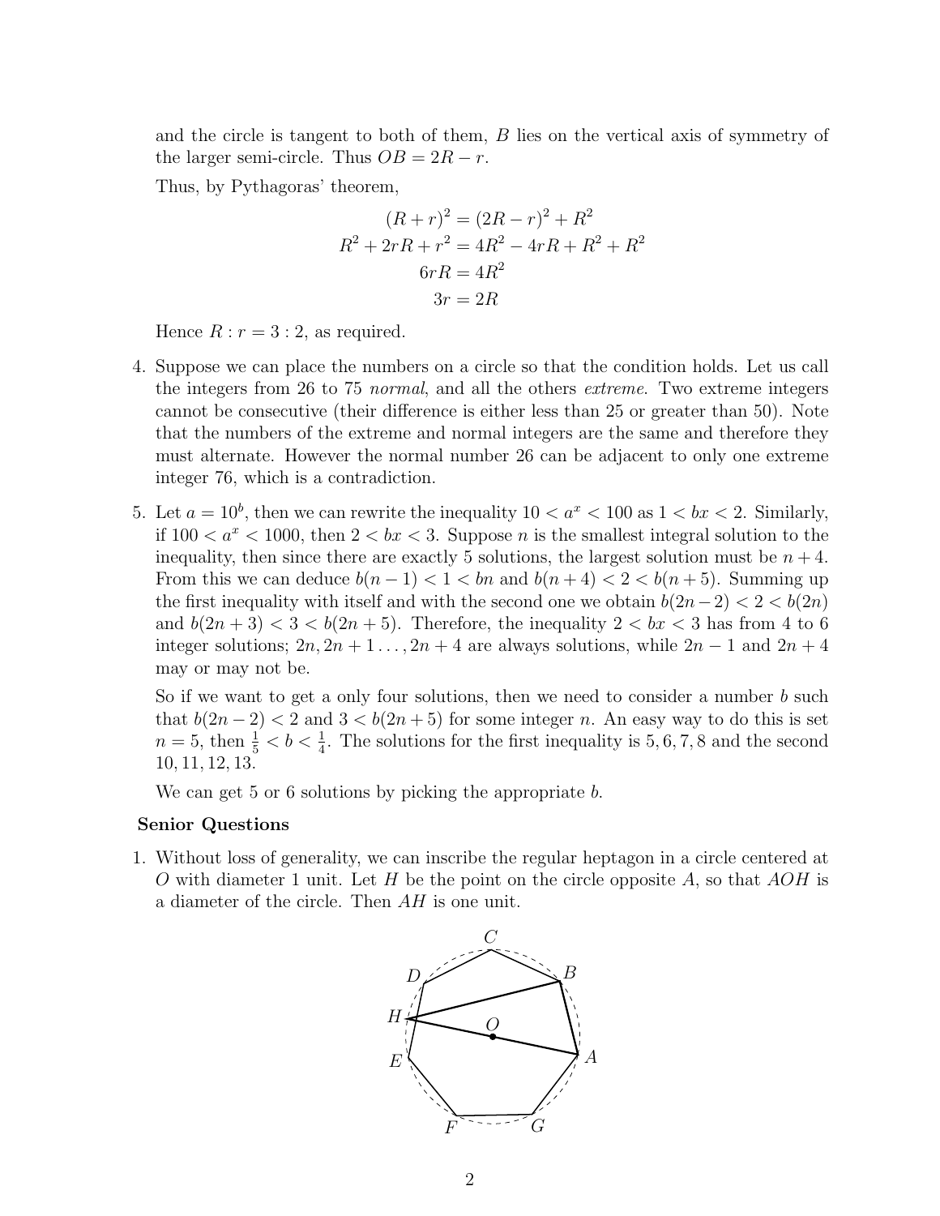and the circle is tangent to both of them, $B$ lies on the vertical axis of symmetry of the larger semi-circle. Thus $OB = 2R - r$.

Thus, by Pythagoras' theorem,

$$
\begin{aligned}
(R + r)^2 &= (2R - r)^2 + R^2 \\
R^2 + 2rR + r^2 &= 4R^2 - 4rR + R^2 + R^2 \\
6rR &= 4R^2 \\
3r &= 2R
\end{aligned}
$$

Hence $R : r = 3 : 2$, as required.

4. Suppose we can place the numbers on a circle so that the condition holds. Let us call the integers from 26 to 75 *normal*, and all the others *extreme*. Two extreme integers cannot be consecutive (their difference is either less than 25 or greater than 50). Note that the numbers of the extreme and normal integers are the same and therefore they must alternate. However the normal number 26 can be adjacent to only one extreme integer 76, which is a contradiction.

5. Let $a = 10^b$, then we can rewrite the inequality $10 < a^x < 100$ as $1 < bx < 2$. Similarly, if $100 < a^x < 1000$, then $2 < bx < 3$. Suppose $n$ is the smallest integral solution to the inequality, then since there are exactly 5 solutions, the largest solution must be $n + 4$. From this we can deduce $b(n-1) < 1 < bn$ and $b(n+4) < 2 < b(n+5)$. Summing up the first inequality with itself and with the second one we obtain $b(2n-2) < 2 < b(2n)$ and $b(2n+3) < 3 < b(2n+5)$. Therefore, the inequality $2 < bx < 3$ has from 4 to 6 integer solutions; $2n, 2n+1 \ldots, 2n+4$ are always solutions, while $2n-1$ and $2n+4$ may or may not be.

   So if we want to get a only four solutions, then we need to consider a number $b$ such that $b(2n-2) < 2$ and $3 < b(2n+5)$ for some integer $n$. An easy way to do this is set $n = 5$, then $\frac{1}{5} < b < \frac{1}{4}$. The solutions for the first inequality is $5, 6, 7, 8$ and the second $10, 11, 12, 13$.

   We can get 5 or 6 solutions by picking the appropriate $b$.

**Senior Questions**

1. Without loss of generality, we can inscribe the regular heptagon in a circle centered at $O$ with diameter 1 unit. Let $H$ be the point on the circle opposite $A$, so that $AOH$ is a diameter of the circle. Then $AH$ is one unit.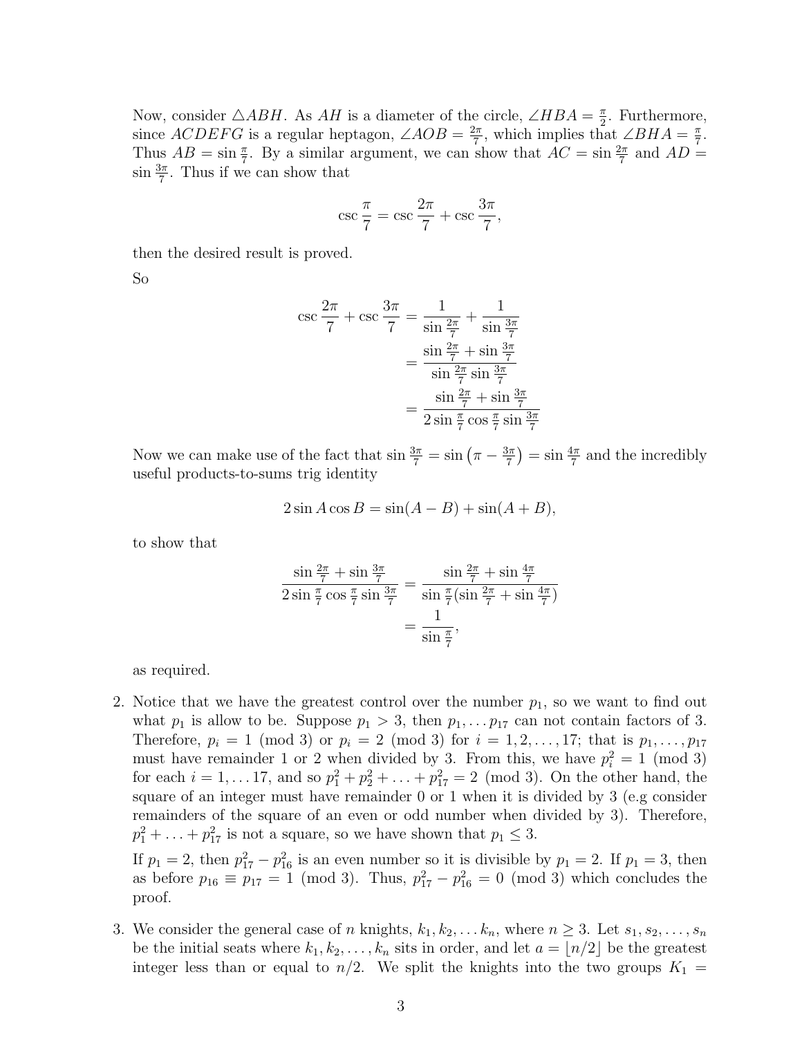Now, consider $\triangle ABH$. As $AH$ is a diameter of the circle, $\angle HBA = \frac{\pi}{2}$. Furthermore, since $ACDEFG$ is a regular heptagon, $\angle AOB = \frac{2\pi}{7}$, which implies that $\angle BHA = \frac{\pi}{7}$. Thus $AB = \sin\frac{\pi}{7}$. By a similar argument, we can show that $AC = \sin\frac{2\pi}{7}$ and $AD = \sin\frac{3\pi}{7}$. Thus if we can show that

$$\csc\frac{\pi}{7} = \csc\frac{2\pi}{7} + \csc\frac{3\pi}{7},$$

then the desired result is proved.

So

$$\begin{aligned}
\csc\frac{2\pi}{7} + \csc\frac{3\pi}{7} &= \frac{1}{\sin\frac{2\pi}{7}} + \frac{1}{\sin\frac{3\pi}{7}} \\
&= \frac{\sin\frac{2\pi}{7} + \sin\frac{3\pi}{7}}{\sin\frac{2\pi}{7}\sin\frac{3\pi}{7}} \\
&= \frac{\sin\frac{2\pi}{7} + \sin\frac{3\pi}{7}}{2\sin\frac{\pi}{7}\cos\frac{\pi}{7}\sin\frac{3\pi}{7}}
\end{aligned}$$

Now we can make use of the fact that $\sin\frac{3\pi}{7} = \sin\left(\pi - \frac{3\pi}{7}\right) = \sin\frac{4\pi}{7}$ and the incredibly useful products-to-sums trig identity

$$2\sin A\cos B = \sin(A-B) + \sin(A+B),$$

to show that

$$\begin{aligned}
\frac{\sin\frac{2\pi}{7} + \sin\frac{3\pi}{7}}{2\sin\frac{\pi}{7}\cos\frac{\pi}{7}\sin\frac{3\pi}{7}} &= \frac{\sin\frac{2\pi}{7} + \sin\frac{4\pi}{7}}{\sin\frac{\pi}{7}(\sin\frac{2\pi}{7} + \sin\frac{4\pi}{7})} \\
&= \frac{1}{\sin\frac{\pi}{7}},
\end{aligned}$$

as required.

2. Notice that we have the greatest control over the number $p_1$, so we want to find out what $p_1$ is allow to be. Suppose $p_1 > 3$, then $p_1, \dots p_{17}$ can not contain factors of 3. Therefore, $p_i = 1 \pmod 3$ or $p_i = 2 \pmod 3$ for $i = 1, 2, \dots, 17$; that is $p_1, \dots, p_{17}$ must have remainder 1 or 2 when divided by 3. From this, we have $p_i^2 = 1 \pmod 3$ for each $i = 1, \dots 17$, and so $p_1^2 + p_2^2 + \dots + p_{17}^2 = 2 \pmod 3$. On the other hand, the square of an integer must have remainder 0 or 1 when it is divided by 3 (e.g consider remainders of the square of an even or odd number when divided by 3). Therefore, $p_1^2 + \dots + p_{17}^2$ is not a square, so we have shown that $p_1 \leq 3$.

   If $p_1 = 2$, then $p_{17}^2 - p_{16}^2$ is an even number so it is divisible by $p_1 = 2$. If $p_1 = 3$, then as before $p_{16} \equiv p_{17} = 1 \pmod 3$. Thus, $p_{17}^2 - p_{16}^2 = 0 \pmod 3$ which concludes the proof.

3. We consider the general case of $n$ knights, $k_1, k_2, \dots k_n$, where $n \geq 3$. Let $s_1, s_2, \dots, s_n$ be the initial seats where $k_1, k_2, \dots, k_n$ sits in order, and let $a = \lfloor n/2 \rfloor$ be the greatest integer less than or equal to $n/2$. We split the knights into the two groups $K_1 =$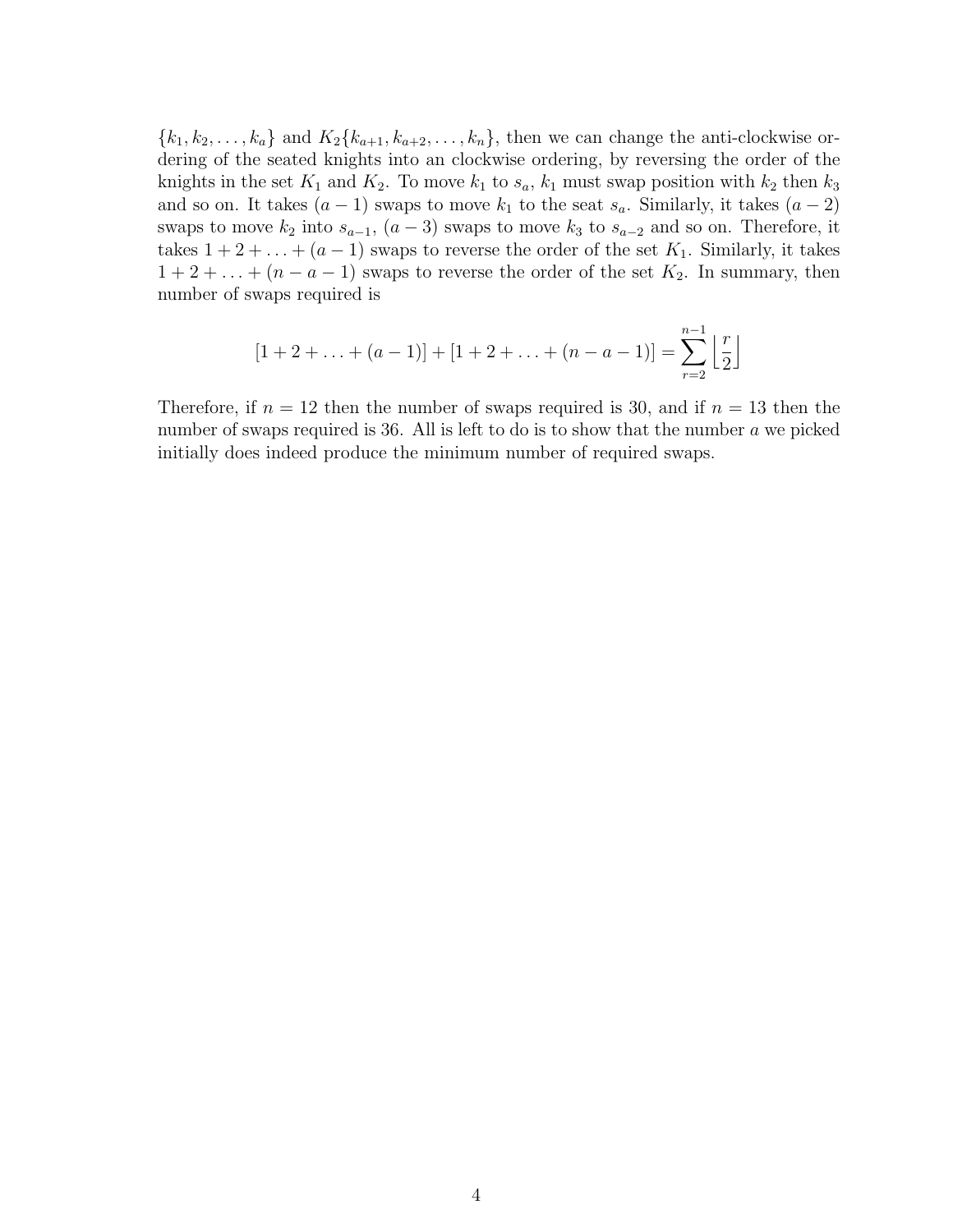$\{k_1, k_2, \ldots, k_a\}$ and $K_2\{k_{a+1}, k_{a+2}, \ldots, k_n\}$, then we can change the anti-clockwise ordering of the seated knights into an clockwise ordering, by reversing the order of the knights in the set $K_1$ and $K_2$. To move $k_1$ to $s_a$, $k_1$ must swap position with $k_2$ then $k_3$ and so on. It takes $(a-1)$ swaps to move $k_1$ to the seat $s_a$. Similarly, it takes $(a-2)$ swaps to move $k_2$ into $s_{a-1}$, $(a-3)$ swaps to move $k_3$ to $s_{a-2}$ and so on. Therefore, it takes $1+2+\ldots+(a-1)$ swaps to reverse the order of the set $K_1$. Similarly, it takes $1+2+\ldots+(n-a-1)$ swaps to reverse the order of the set $K_2$. In summary, then number of swaps required is

$$[1+2+\ldots+(a-1)]+[1+2+\ldots+(n-a-1)] = \sum_{r=2}^{n-1} \left\lfloor \frac{r}{2} \right\rfloor$$

Therefore, if $n = 12$ then the number of swaps required is 30, and if $n = 13$ then the number of swaps required is 36. All is left to do is to show that the number $a$ we picked initially does indeed produce the minimum number of required swaps.